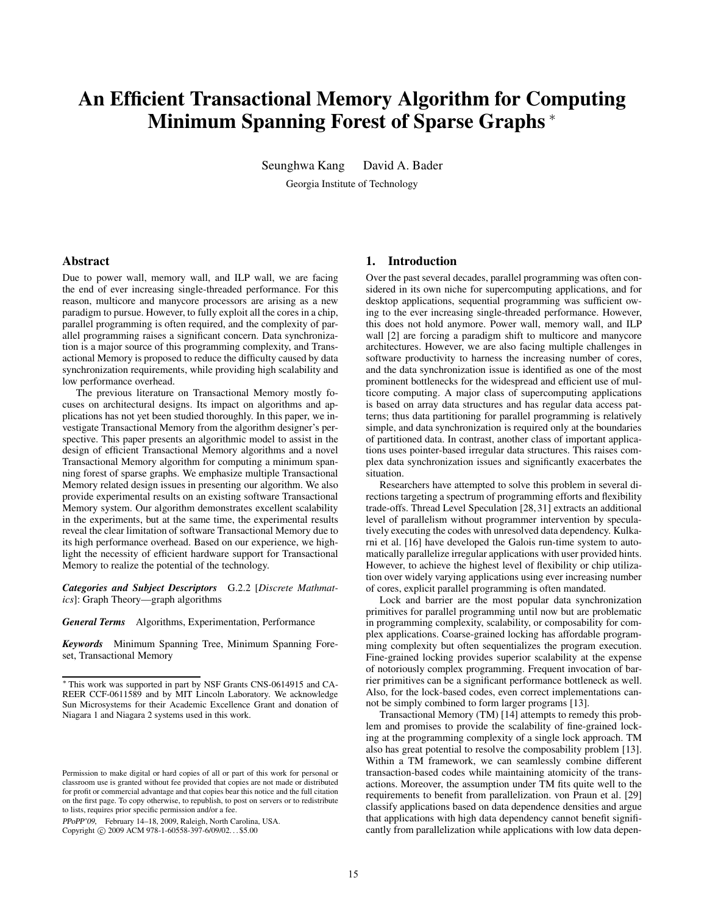# An Efficient Transactional Memory Algorithm for Computing Minimum Spanning Forest of Sparse Graphs *

Seunghwa Kang David A. Bader

Georgia Institute of Technology

## Abstract

Due to power wall, memory wall, and ILP wall, we are facing the end of ever increasing single-threaded performance. For this reason, multicore and manycore processors are arising as a new paradigm to pursue. However, to fully exploit all the cores in a chip, parallel programming is often required, and the complexity of parallel programming raises a significant concern. Data synchronization is a major source of this programming complexity, and Transactional Memory is proposed to reduce the difficulty caused by data synchronization requirements, while providing high scalability and low performance overhead.

The previous literature on Transactional Memory mostly focuses on architectural designs. Its impact on algorithms and applications has not yet been studied thoroughly. In this paper, we investigate Transactional Memory from the algorithm designer's perspective. This paper presents an algorithmic model to assist in the design of efficient Transactional Memory algorithms and a novel Transactional Memory algorithm for computing a minimum spanning forest of sparse graphs. We emphasize multiple Transactional Memory related design issues in presenting our algorithm. We also provide experimental results on an existing software Transactional Memory system. Our algorithm demonstrates excellent scalability in the experiments, but at the same time, the experimental results reveal the clear limitation of software Transactional Memory due to its high performance overhead. Based on our experience, we highlight the necessity of efficient hardware support for Transactional Memory to realize the potential of the technology.

***Categories and Subject Descriptors*** G.2.2 [*Discrete Mathmatics*]: Graph Theory—graph algorithms

***General Terms*** Algorithms, Experimentation, Performance

***Keywords*** Minimum Spanning Tree, Minimum Spanning Foreset, Transactional Memory

* This work was supported in part by NSF Grants CNS-0614915 and CAREER CCF-0611589 and by MIT Lincoln Laboratory. We acknowledge Sun Microsystems for their Academic Excellence Grant and donation of Niagara 1 and Niagara 2 systems used in this work.

Permission to make digital or hard copies of all or part of this work for personal or classroom use is granted without fee provided that copies are not made or distributed for profit or commercial advantage and that copies bear this notice and the full citation on the first page. To copy otherwise, to republish, to post on servers or to redistribute to lists, requires prior specific permission and/or a fee.

*PPoPP'09,* February 14–18, 2009, Raleigh, North Carolina, USA.
Copyright © 2009 ACM 978-1-60558-397-6/09/02... $5.00

## 1. Introduction

Over the past several decades, parallel programming was often considered in its own niche for supercomputing applications, and for desktop applications, sequential programming was sufficient owing to the ever increasing single-threaded performance. However, this does not hold anymore. Power wall, memory wall, and ILP wall [2] are forcing a paradigm shift to multicore and manycore architectures. However, we are also facing multiple challenges in software productivity to harness the increasing number of cores, and the data synchronization issue is identified as one of the most prominent bottlenecks for the widespread and efficient use of multicore computing. A major class of supercomputing applications is based on array data structures and has regular data access patterns; thus data partitioning for parallel programming is relatively simple, and data synchronization is required only at the boundaries of partitioned data. In contrast, another class of important applications uses pointer-based irregular data structures. This raises complex data synchronization issues and significantly exacerbates the situation.

Researchers have attempted to solve this problem in several directions targeting a spectrum of programming efforts and flexibility trade-offs. Thread Level Speculation [28,31] extracts an additional level of parallelism without programmer intervention by speculatively executing the codes with unresolved data dependency. Kulkarni et al. [16] have developed the Galois run-time system to automatically parallelize irregular applications with user provided hints. However, to achieve the highest level of flexibility or chip utilization over widely varying applications using ever increasing number of cores, explicit parallel programming is often mandated.

Lock and barrier are the most popular data synchronization primitives for parallel programming until now but are problematic in programming complexity, scalability, or composability for complex applications. Coarse-grained locking has affordable programming complexity but often sequentializes the program execution. Fine-grained locking provides superior scalability at the expense of notoriously complex programming. Frequent invocation of barrier primitives can be a significant performance bottleneck as well. Also, for the lock-based codes, even correct implementations cannot be simply combined to form larger programs [13].

Transactional Memory (TM) [14] attempts to remedy this problem and promises to provide the scalability of fine-grained locking at the programming complexity of a single lock approach. TM also has great potential to resolve the composability problem [13]. Within a TM framework, we can seamlessly combine different transaction-based codes while maintaining atomicity of the transactions. Moreover, the assumption under TM fits quite well to the requirements to benefit from parallelization. von Praun et al. [29] classify applications based on data dependence densities and argue that applications with high data dependency cannot benefit significantly from parallelization while applications with low data depen-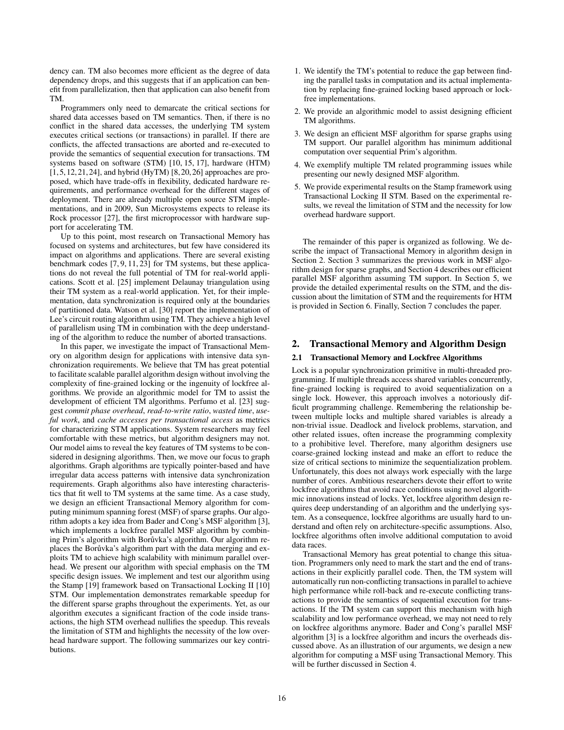dency can. TM also becomes more efficient as the degree of data dependency drops, and this suggests that if an application can benefit from parallelization, then that application can also benefit from TM.

Programmers only need to demarcate the critical sections for shared data accesses based on TM semantics. Then, if there is no conflict in the shared data accesses, the underlying TM system executes critical sections (or transactions) in parallel. If there are conflicts, the affected transactions are aborted and re-executed to provide the semantics of sequential execution for transactions. TM systems based on software (STM) [10, 15, 17], hardware (HTM) [1, 5, 12, 21, 24], and hybrid (HyTM) [8, 20, 26] approaches are proposed, which have trade-offs in flexibility, dedicated hardware requirements, and performance overhead for the different stages of deployment. There are already multiple open source STM implementations, and in 2009, Sun Microsystems expects to release its Rock processor [27], the first microprocessor with hardware support for accelerating TM.

Up to this point, most research on Transactional Memory has focused on systems and architectures, but few have considered its impact on algorithms and applications. There are several existing benchmark codes [7, 9, 11, 23] for TM systems, but these applications do not reveal the full potential of TM for real-world applications. Scott et al. [25] implement Delaunay triangulation using their TM system as a real-world application. Yet, for their implementation, data synchronization is required only at the boundaries of partitioned data. Watson et al. [30] report the implementation of Lee's circuit routing algorithm using TM. They achieve a high level of parallelism using TM in combination with the deep understanding of the algorithm to reduce the number of aborted transactions.

In this paper, we investigate the impact of Transactional Memory on algorithm design for applications with intensive data synchronization requirements. We believe that TM has great potential to facilitate scalable parallel algorithm design without involving the complexity of fine-grained locking or the ingenuity of lockfree algorithms. We provide an algorithmic model for TM to assist the development of efficient TM algorithms. Perfumo et al. [23] suggest *commit phase overhead*, *read-to-write ratio*, *wasted time*, *useful work*, and *cache accesses per transactional access* as metrics for characterizing STM applications. System researchers may feel comfortable with these metrics, but algorithm designers may not. Our model aims to reveal the key features of TM systems to be considered in designing algorithms. Then, we move our focus to graph algorithms. Graph algorithms are typically pointer-based and have irregular data access patterns with intensive data synchronization requirements. Graph algorithms also have interesting characteristics that fit well to TM systems at the same time. As a case study, we design an efficient Transactional Memory algorithm for computing minimum spanning forest (MSF) of sparse graphs. Our algorithm adopts a key idea from Bader and Cong's MSF algorithm [3], which implements a lockfree parallel MSF algorithm by combining Prim's algorithm with Borůvka's algorithm. Our algorithm replaces the Borůvka's algorithm part with the data merging and exploits TM to achieve high scalability with minimum parallel overhead. We present our algorithm with special emphasis on the TM specific design issues. We implement and test our algorithm using the Stamp [19] framework based on Transactional Locking II [10] STM. Our implementation demonstrates remarkable speedup for the different sparse graphs throughout the experiments. Yet, as our algorithm executes a significant fraction of the code inside transactions, the high STM overhead nullifies the speedup. This reveals the limitation of STM and highlights the necessity of the low overhead hardware support. The following summarizes our key contributions.

1. We identify the TM's potential to reduce the gap between finding the parallel tasks in computation and its actual implementation by replacing fine-grained locking based approach or lockfree implementations.
2. We provide an algorithmic model to assist designing efficient TM algorithms.
3. We design an efficient MSF algorithm for sparse graphs using TM support. Our parallel algorithm has minimum additional computation over sequential Prim's algorithm.
4. We exemplify multiple TM related programming issues while presenting our newly designed MSF algorithm.
5. We provide experimental results on the Stamp framework using Transactional Locking II STM. Based on the experimental results, we reveal the limitation of STM and the necessity for low overhead hardware support.

The remainder of this paper is organized as following. We describe the impact of Transactional Memory in algorithm design in Section 2. Section 3 summarizes the previous work in MSF algorithm design for sparse graphs, and Section 4 describes our efficient parallel MSF algorithm assuming TM support. In Section 5, we provide the detailed experimental results on the STM, and the discussion about the limitation of STM and the requirements for HTM is provided in Section 6. Finally, Section 7 concludes the paper.

## 2. Transactional Memory and Algorithm Design

### 2.1 Transactional Memory and Lockfree Algorithms

Lock is a popular synchronization primitive in multi-threaded programming. If multiple threads access shared variables concurrently, fine-grained locking is required to avoid sequentialization on a single lock. However, this approach involves a notoriously difficult programming challenge. Remembering the relationship between multiple locks and multiple shared variables is already a non-trivial issue. Deadlock and livelock problems, starvation, and other related issues, often increase the programming complexity to a prohibitive level. Therefore, many algorithm designers use coarse-grained locking instead and make an effort to reduce the size of critical sections to minimize the sequentialization problem. Unfortunately, this does not always work especially with the large number of cores. Ambitious researchers devote their effort to write lockfree algorithms that avoid race conditions using novel algorithmic innovations instead of locks. Yet, lockfree algorithm design requires deep understanding of an algorithm and the underlying system. As a consequence, lockfree algorithms are usually hard to understand and often rely on architecture-specific assumptions. Also, lockfree algorithms often involve additional computation to avoid data races.

Transactional Memory has great potential to change this situation. Programmers only need to mark the start and the end of transactions in their explicitly parallel code. Then, the TM system will automatically run non-conflicting transactions in parallel to achieve high performance while roll-back and re-execute conflicting transactions to provide the semantics of sequential execution for transactions. If the TM system can support this mechanism with high scalability and low performance overhead, we may not need to rely on lockfree algorithms anymore. Bader and Cong's parallel MSF algorithm [3] is a lockfree algorithm and incurs the overheads discussed above. As an illustration of our arguments, we design a new algorithm for computing a MSF using Transactional Memory. This will be further discussed in Section 4.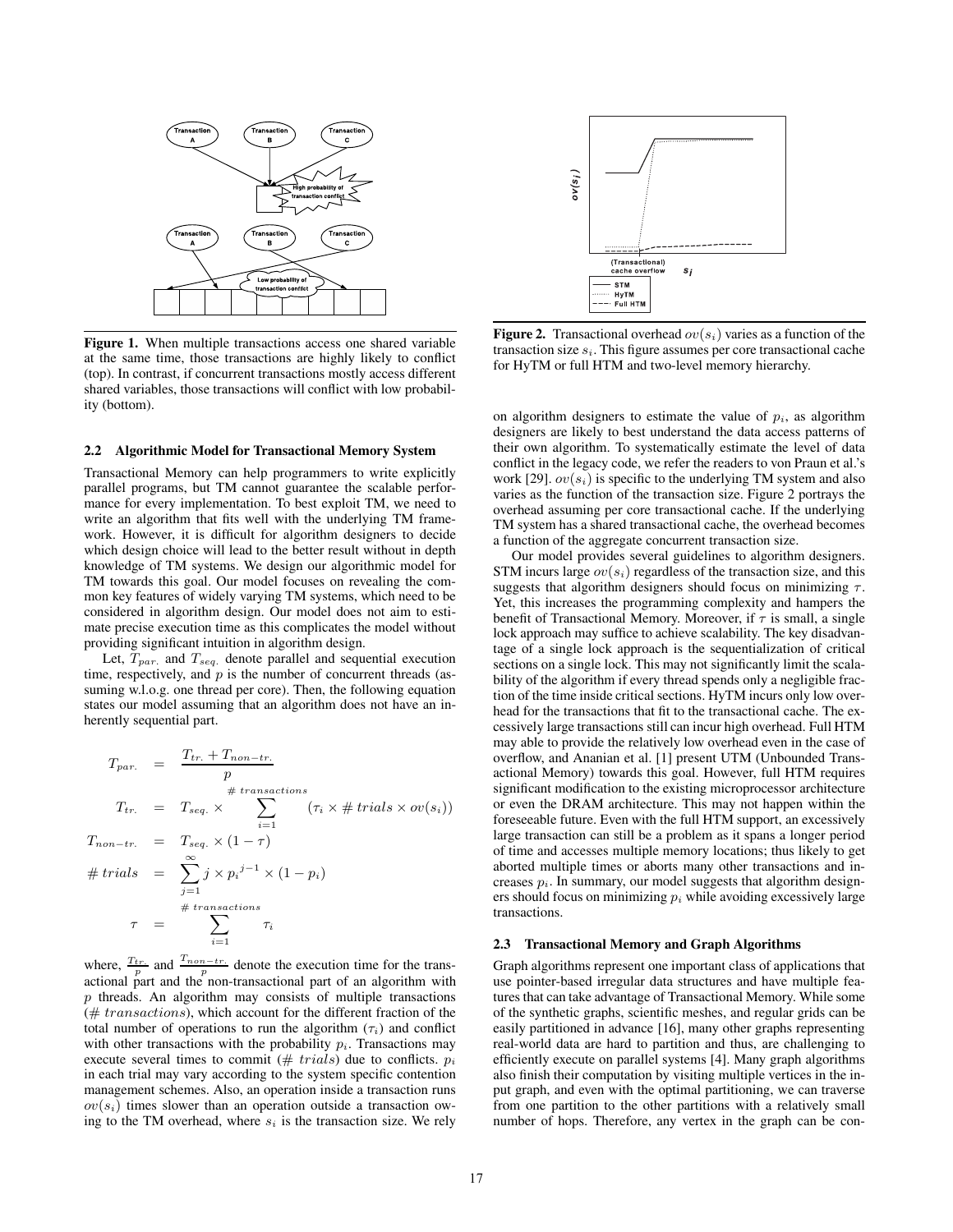**Figure 1.** When multiple transactions access one shared variable at the same time, those transactions are highly likely to conflict (top). In contrast, if concurrent transactions mostly access different shared variables, those transactions will conflict with low probability (bottom).

### 2.2 Algorithmic Model for Transactional Memory System

Transactional Memory can help programmers to write explicitly parallel programs, but TM cannot guarantee the scalable performance for every implementation. To best exploit TM, we need to write an algorithm that fits well with the underlying TM framework. However, it is difficult for algorithm designers to decide which design choice will lead to the better result without in depth knowledge of TM systems. We design our algorithmic model for TM towards this goal. Our model focuses on revealing the common key features of widely varying TM systems, which need to be considered in algorithm design. Our model does not aim to estimate precise execution time as this complicates the model without providing significant intuition in algorithm design.

Let, $T_{par.}$ and $T_{seq.}$ denote parallel and sequential execution time, respectively, and $p$ is the number of concurrent threads (assuming w.l.o.g. one thread per core). Then, the following equation states our model assuming that an algorithm does not have an inherently sequential part.

$$
\begin{aligned}
T_{par.} &= \frac{T_{tr.} + T_{non-tr.}}{p} \\
T_{tr.} &= T_{seq.} \times \sum_{i=1}^{\#\,transactions} (\tau_i \times \#\,trials \times ov(s_i)) \\
T_{non-tr.} &= T_{seq.} \times (1 - \tau) \\
\#\,trials &= \sum_{j=1}^{\infty} j \times {p_i}^{j-1} \times (1 - p_i) \\
\tau &= \sum_{i=1}^{\#\,transactions} \tau_i
\end{aligned}
$$

where, $\frac{T_{tr.}}{p}$ and $\frac{T_{non-tr.}}{p}$ denote the execution time for the transactional part and the non-transactional part of an algorithm with $p$ threads. An algorithm may consists of multiple transactions ($\#\,transactions$), which account for the different fraction of the total number of operations to run the algorithm ($\tau_i$) and conflict with other transactions with the probability $p_i$. Transactions may execute several times to commit ($\#\,trials$) due to conflicts. $p_i$ in each trial may vary according to the system specific contention management schemes. Also, an operation inside a transaction runs $ov(s_i)$ times slower than an operation outside a transaction owing to the TM overhead, where $s_i$ is the transaction size. We rely on algorithm designers to estimate the value of $p_i$, as algorithm designers are likely to best understand the data access patterns of their own algorithm. To systematically estimate the level of data conflict in the legacy code, we refer the readers to von Praun et al.'s work [29]. $ov(s_i)$ is specific to the underlying TM system and also varies as the function of the transaction size. Figure 2 portrays the overhead assuming per core transactional cache. If the underlying TM system has a shared transactional cache, the overhead becomes a function of the aggregate concurrent transaction size.

**Figure 2.** Transactional overhead $ov(s_i)$ varies as a function of the transaction size $s_i$. This figure assumes per core transactional cache for HyTM or full HTM and two-level memory hierarchy.

Our model provides several guidelines to algorithm designers. STM incurs large $ov(s_i)$ regardless of the transaction size, and this suggests that algorithm designers should focus on minimizing $\tau$. Yet, this increases the programming complexity and hampers the benefit of Transactional Memory. Moreover, if $\tau$ is small, a single lock approach may suffice to achieve scalability. The key disadvantage of a single lock approach is the sequentialization of critical sections on a single lock. This may not significantly limit the scalability of the algorithm if every thread spends only a negligible fraction of the time inside critical sections. HyTM incurs only low overhead for the transactions that fit to the transactional cache. The excessively large transactions still can incur high overhead. Full HTM may able to provide the relatively low overhead even in the case of overflow, and Ananian et al. [1] present UTM (Unbounded Transactional Memory) towards this goal. However, full HTM requires significant modification to the existing microprocessor architecture or even the DRAM architecture. This may not happen within the foreseeable future. Even with the full HTM support, an excessively large transaction can still be a problem as it spans a longer period of time and accesses multiple memory locations; thus likely to get aborted multiple times or aborts many other transactions and increases $p_i$. In summary, our model suggests that algorithm designers should focus on minimizing $p_i$ while avoiding excessively large transactions.

### 2.3 Transactional Memory and Graph Algorithms

Graph algorithms represent one important class of applications that use pointer-based irregular data structures and have multiple features that can take advantage of Transactional Memory. While some of the synthetic graphs, scientific meshes, and regular grids can be easily partitioned in advance [16], many other graphs representing real-world data are hard to partition and thus, are challenging to efficiently execute on parallel systems [4]. Many graph algorithms also finish their computation by visiting multiple vertices in the input graph, and even with the optimal partitioning, we can traverse from one partition to the other partitions with a relatively small number of hops. Therefore, any vertex in the graph can be con-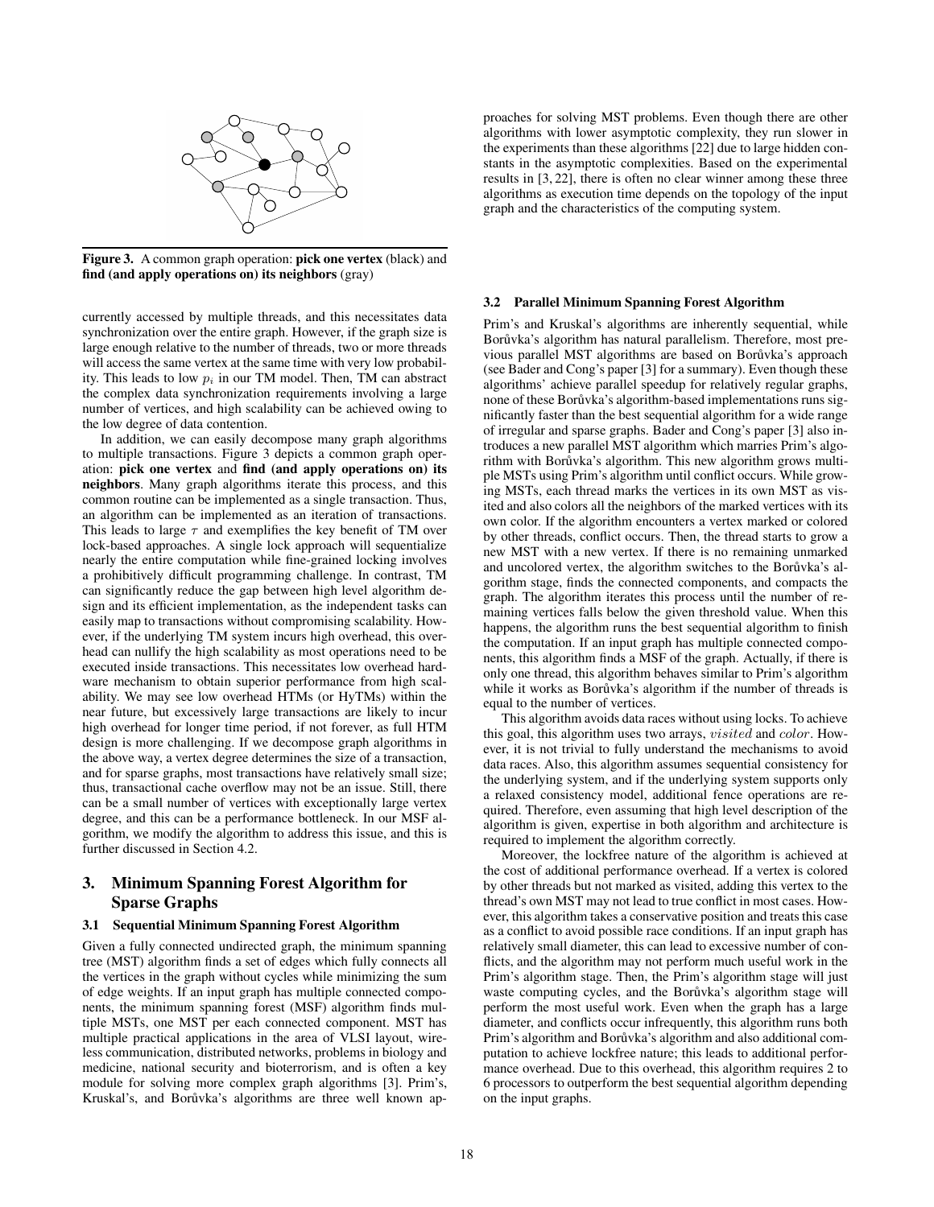**Figure 3.** A common graph operation: **pick one vertex** (black) and **find (and apply operations on) its neighbors** (gray)

currently accessed by multiple threads, and this necessitates data synchronization over the entire graph. However, if the graph size is large enough relative to the number of threads, two or more threads will access the same vertex at the same time with very low probability. This leads to low $p_i$ in our TM model. Then, TM can abstract the complex data synchronization requirements involving a large number of vertices, and high scalability can be achieved owing to the low degree of data contention.

In addition, we can easily decompose many graph algorithms to multiple transactions. Figure 3 depicts a common graph operation: **pick one vertex** and **find (and apply operations on) its neighbors**. Many graph algorithms iterate this process, and this common routine can be implemented as a single transaction. Thus, an algorithm can be implemented as an iteration of transactions. This leads to large $\tau$ and exemplifies the key benefit of TM over lock-based approaches. A single lock approach will sequentialize nearly the entire computation while fine-grained locking involves a prohibitively difficult programming challenge. In contrast, TM can significantly reduce the gap between high level algorithm design and its efficient implementation, as the independent tasks can easily map to transactions without compromising scalability. However, if the underlying TM system incurs high overhead, this overhead can nullify the high scalability as most operations need to be executed inside transactions. This necessitates low overhead hardware mechanism to obtain superior performance from high scalability. We may see low overhead HTMs (or HyTMs) within the near future, but excessively large transactions are likely to incur high overhead for longer time period, if not forever, as full HTM design is more challenging. If we decompose graph algorithms in the above way, a vertex degree determines the size of a transaction, and for sparse graphs, most transactions have relatively small size; thus, transactional cache overflow may not be an issue. Still, there can be a small number of vertices with exceptionally large vertex degree, and this can be a performance bottleneck. In our MSF algorithm, we modify the algorithm to address this issue, and this is further discussed in Section 4.2.

## 3. Minimum Spanning Forest Algorithm for Sparse Graphs

### 3.1 Sequential Minimum Spanning Forest Algorithm

Given a fully connected undirected graph, the minimum spanning tree (MST) algorithm finds a set of edges which fully connects all the vertices in the graph without cycles while minimizing the sum of edge weights. If an input graph has multiple connected components, the minimum spanning forest (MSF) algorithm finds multiple MSTs, one MST per each connected component. MST has multiple practical applications in the area of VLSI layout, wireless communication, distributed networks, problems in biology and medicine, national security and bioterrorism, and is often a key module for solving more complex graph algorithms [3]. Prim's, Kruskal's, and Borůvka's algorithms are three well known approaches for solving MST problems. Even though there are other algorithms with lower asymptotic complexity, they run slower in the experiments than these algorithms [22] due to large hidden constants in the asymptotic complexities. Based on the experimental results in [3, 22], there is often no clear winner among these three algorithms as execution time depends on the topology of the input graph and the characteristics of the computing system.

### 3.2 Parallel Minimum Spanning Forest Algorithm

Prim's and Kruskal's algorithms are inherently sequential, while Borůvka's algorithm has natural parallelism. Therefore, most previous parallel MST algorithms are based on Borůvka's approach (see Bader and Cong's paper [3] for a summary). Even though these algorithms' achieve parallel speedup for relatively regular graphs, none of these Borůvka's algorithm-based implementations runs significantly faster than the best sequential algorithm for a wide range of irregular and sparse graphs. Bader and Cong's paper [3] also introduces a new parallel MST algorithm which marries Prim's algorithm with Borůvka's algorithm. This new algorithm grows multiple MSTs using Prim's algorithm until conflict occurs. While growing MSTs, each thread marks the vertices in its own MST as visited and also colors all the neighbors of the marked vertices with its own color. If the algorithm encounters a vertex marked or colored by other threads, conflict occurs. Then, the thread starts to grow a new MST with a new vertex. If there is no remaining unmarked and uncolored vertex, the algorithm switches to the Borůvka's algorithm stage, finds the connected components, and compacts the graph. The algorithm iterates this process until the number of remaining vertices falls below the given threshold value. When this happens, the algorithm runs the best sequential algorithm to finish the computation. If an input graph has multiple connected components, this algorithm finds a MSF of the graph. Actually, if there is only one thread, this algorithm behaves similar to Prim's algorithm while it works as Borůvka's algorithm if the number of threads is equal to the number of vertices.

This algorithm avoids data races without using locks. To achieve this goal, this algorithm uses two arrays, $visited$ and $color$. However, it is not trivial to fully understand the mechanisms to avoid data races. Also, this algorithm assumes sequential consistency for the underlying system, and if the underlying system supports only a relaxed consistency model, additional fence operations are required. Therefore, even assuming that high level description of the algorithm is given, expertise in both algorithm and architecture is required to implement the algorithm correctly.

Moreover, the lockfree nature of the algorithm is achieved at the cost of additional performance overhead. If a vertex is colored by other threads but not marked as visited, adding this vertex to the thread's own MST may not lead to true conflict in most cases. However, this algorithm takes a conservative position and treats this case as a conflict to avoid possible race conditions. If an input graph has relatively small diameter, this can lead to excessive number of conflicts, and the algorithm may not perform much useful work in the Prim's algorithm stage. Then, the Prim's algorithm stage will just waste computing cycles, and the Borůvka's algorithm stage will perform the most useful work. Even when the graph has a large diameter, and conflicts occur infrequently, this algorithm runs both Prim's algorithm and Borůvka's algorithm and also additional computation to achieve lockfree nature; this leads to additional performance overhead. Due to this overhead, this algorithm requires 2 to 6 processors to outperform the best sequential algorithm depending on the input graphs.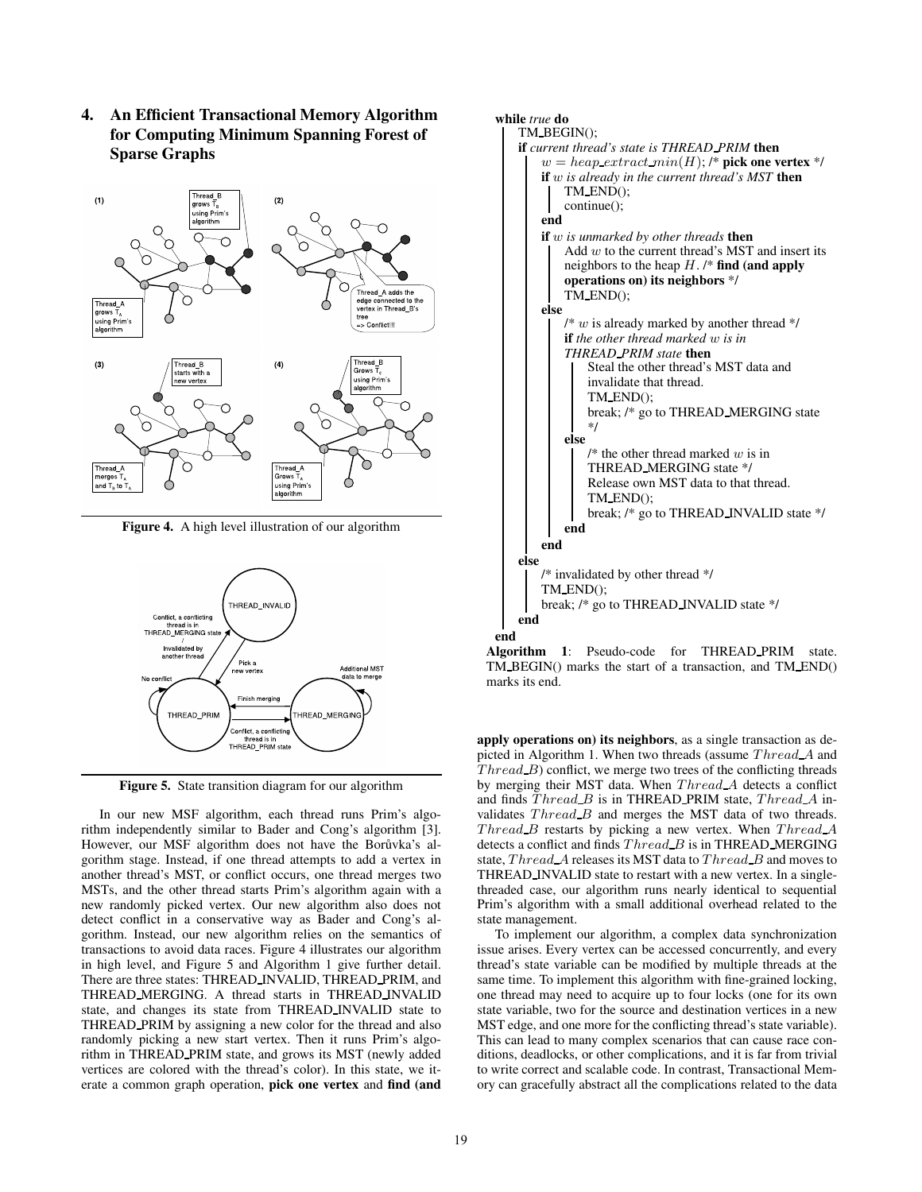## 4. An Efficient Transactional Memory Algorithm for Computing Minimum Spanning Forest of Sparse Graphs

**Figure 4.** A high level illustration of our algorithm

**Figure 5.** State transition diagram for our algorithm

In our new MSF algorithm, each thread runs Prim's algorithm independently similar to Bader and Cong's algorithm [3]. However, our MSF algorithm does not have the Borůvka's algorithm stage. Instead, if one thread attempts to add a vertex in another thread's MST, or conflict occurs, one thread merges two MSTs, and the other thread starts Prim's algorithm again with a new randomly picked vertex. Our new algorithm also does not detect conflict in a conservative way as Bader and Cong's algorithm. Instead, our new algorithm relies on the semantics of transactions to avoid data races. Figure 4 illustrates our algorithm in high level, and Figure 5 and Algorithm 1 give further detail. There are three states: THREAD_INVALID, THREAD_PRIM, and THREAD_MERGING. A thread starts in THREAD_INVALID state, and changes its state from THREAD_INVALID state to THREAD_PRIM by assigning a new color for the thread and also randomly picking a new start vertex. Then it runs Prim's algorithm in THREAD_PRIM state, and grows its MST (newly added vertices are colored with the thread's color). In this state, we iterate a common graph operation, **pick one vertex** and **find (and apply operations on) its neighbors**, as a single transaction as depicted in Algorithm 1. When two threads (assume $Thread\_A$ and $Thread\_B$) conflict, we merge two trees of the conflicting threads by merging their MST data. When $Thread\_A$ detects a conflict and finds $Thread\_B$ is in THREAD_PRIM state, $Thread\_A$ invalidates $Thread\_B$ and merges the MST data of two threads. $Thread\_B$ restarts by picking a new vertex. When $Thread\_A$ detects a conflict and finds $Thread\_B$ is in THREAD_MERGING state, $Thread\_A$ releases its MST data to $Thread\_B$ and moves to THREAD_INVALID state to restart with a new vertex. In a single-threaded case, our algorithm runs nearly identical to sequential Prim's algorithm with a small additional overhead related to the state management.

To implement our algorithm, a complex data synchronization issue arises. Every vertex can be accessed concurrently, and every thread's state variable can be modified by multiple threads at the same time. To implement this algorithm with fine-grained locking, one thread may need to acquire up to four locks (one for its own state variable, two for the source and destination vertices in a new MST edge, and one more for the conflicting thread's state variable). This can lead to many complex scenarios that can cause race conditions, deadlocks, or other complications, and it is far from trivial to write correct and scalable code. In contrast, Transactional Memory can gracefully abstract all the complications related to the data

```
while true do
    TM_BEGIN();
    if current thread's state is THREAD_PRIM then
        w = heap_extract_min(H); /* pick one vertex */
        if w is already in the current thread's MST then
            TM_END();
            continue();
        end
        if w is unmarked by other threads then
            Add w to the current thread's MST and insert its
            neighbors to the heap H. /* find (and apply
            operations on) its neighbors */
            TM_END();
        else
            /* w is already marked by another thread */
            if the other thread marked w is in
            THREAD_PRIM state then
                Steal the other thread's MST data and
                invalidate that thread.
                TM_END();
                break; /* go to THREAD_MERGING state
                */
            else
                /* the other thread marked w is in
                THREAD_MERGING state */
                Release own MST data to that thread.
                TM_END();
                break; /* go to THREAD_INVALID state */
            end
        end
    else
        /* invalidated by other thread */
        TM_END();
        break; /* go to THREAD_INVALID state */
    end
end
```

**Algorithm 1**: Pseudo-code for THREAD_PRIM state. TM_BEGIN() marks the start of a transaction, and TM_END() marks its end.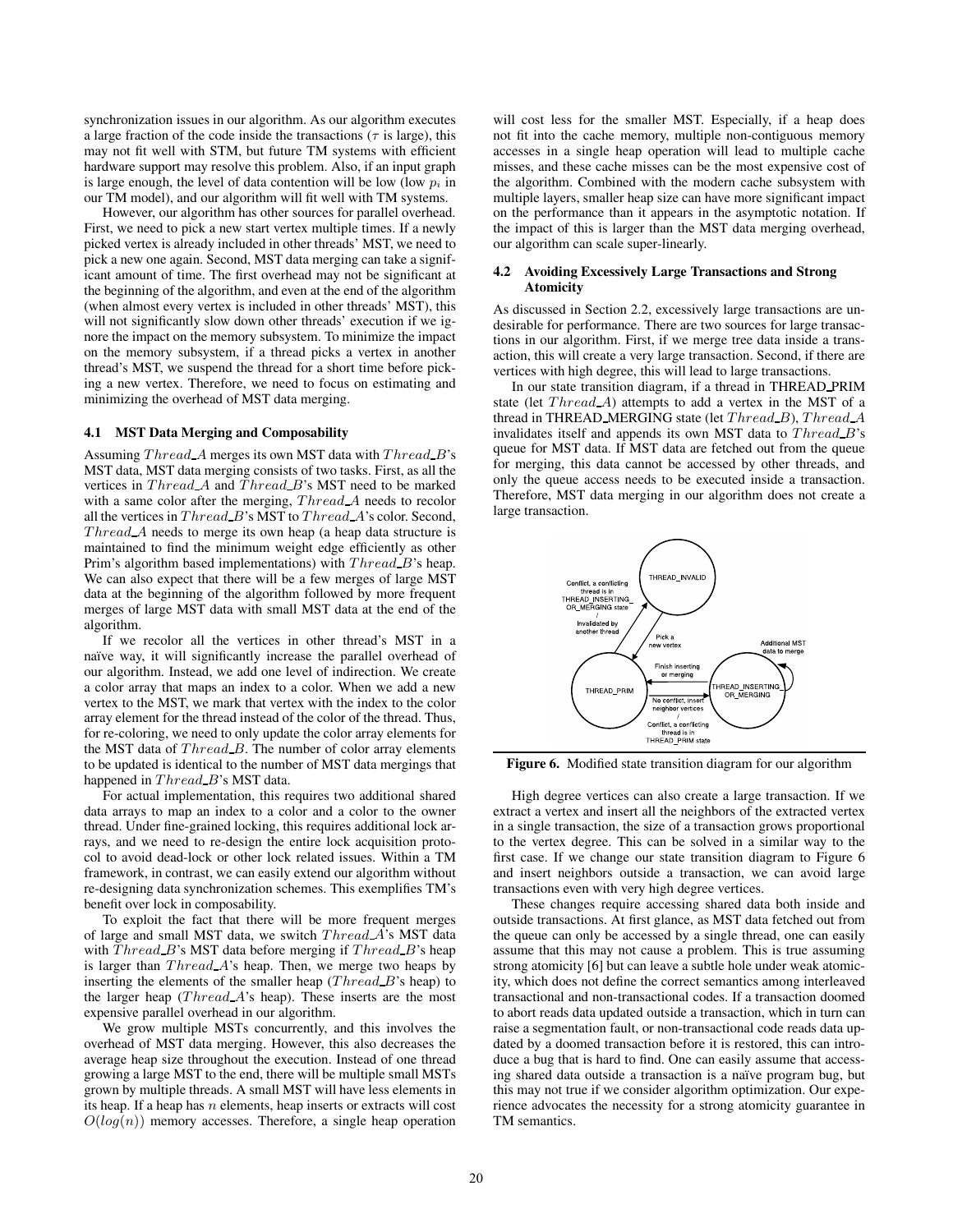synchronization issues in our algorithm. As our algorithm executes a large fraction of the code inside the transactions ($\tau$ is large), this may not fit well with STM, but future TM systems with efficient hardware support may resolve this problem. Also, if an input graph is large enough, the level of data contention will be low (low $p_i$ in our TM model), and our algorithm will fit well with TM systems.

However, our algorithm has other sources for parallel overhead. First, we need to pick a new start vertex multiple times. If a newly picked vertex is already included in other threads' MST, we need to pick a new one again. Second, MST data merging can take a significant amount of time. The first overhead may not be significant at the beginning of the algorithm, and even at the end of the algorithm (when almost every vertex is included in other threads' MST), this will not significantly slow down other threads' execution if we ignore the impact on the memory subsystem. To minimize the impact on the memory subsystem, if a thread picks a vertex in another thread's MST, we suspend the thread for a short time before picking a new vertex. Therefore, we need to focus on estimating and minimizing the overhead of MST data merging.

### 4.1 MST Data Merging and Composability

Assuming $Thread\_A$ merges its own MST data with $Thread\_B$'s MST data, MST data merging consists of two tasks. First, as all the vertices in $Thread\_A$ and $Thread\_B$'s MST need to be marked with a same color after the merging, $Thread\_A$ needs to recolor all the vertices in $Thread\_B$'s MST to $Thread\_A$'s color. Second, $Thread\_A$ needs to merge its own heap (a heap data structure is maintained to find the minimum weight edge efficiently as other Prim's algorithm based implementations) with $Thread\_B$'s heap. We can also expect that there will be a few merges of large MST data at the beginning of the algorithm followed by more frequent merges of large MST data with small MST data at the end of the algorithm.

If we recolor all the vertices in other thread's MST in a naïve way, it will significantly increase the parallel overhead of our algorithm. Instead, we add one level of indirection. We create a color array that maps an index to a color. When we add a new vertex to the MST, we mark that vertex with the index to the color array element for the thread instead of the color of the thread. Thus, for re-coloring, we need to only update the color array elements for the MST data of $Thread\_B$. The number of color array elements to be updated is identical to the number of MST data mergings that happened in $Thread\_B$'s MST data.

For actual implementation, this requires two additional shared data arrays to map an index to a color and a color to the owner thread. Under fine-grained locking, this requires additional lock arrays, and we need to re-design the entire lock acquisition protocol to avoid dead-lock or other lock related issues. Within a TM framework, in contrast, we can easily extend our algorithm without re-designing data synchronization schemes. This exemplifies TM's benefit over lock in composability.

To exploit the fact that there will be more frequent merges of large and small MST data, we switch $Thread\_A$'s MST data with $Thread\_B$'s MST data before merging if $Thread\_B$'s heap is larger than $Thread\_A$'s heap. Then, we merge two heaps by inserting the elements of the smaller heap ($Thread\_B$'s heap) to the larger heap ($Thread\_A$'s heap). These inserts are the most expensive parallel overhead in our algorithm.

We grow multiple MSTs concurrently, and this involves the overhead of MST data merging. However, this also decreases the average heap size throughout the execution. Instead of one thread growing a large MST to the end, there will be multiple small MSTs grown by multiple threads. A small MST will have less elements in its heap. If a heap has $n$ elements, heap inserts or extracts will cost $O(log(n))$ memory accesses. Therefore, a single heap operation will cost less for the smaller MST. Especially, if a heap does not fit into the cache memory, multiple non-contiguous memory accesses in a single heap operation will lead to multiple cache misses, and these cache misses can be the most expensive cost of the algorithm. Combined with the modern cache subsystem with multiple layers, smaller heap size can have more significant impact on the performance than it appears in the asymptotic notation. If the impact of this is larger than the MST data merging overhead, our algorithm can scale super-linearly.

### 4.2 Avoiding Excessively Large Transactions and Strong Atomicity

As discussed in Section 2.2, excessively large transactions are undesirable for performance. There are two sources for large transactions in our algorithm. First, if we merge tree data inside a transaction, this will create a very large transaction. Second, if there are vertices with high degree, this will lead to large transactions.

In our state transition diagram, if a thread in THREAD_PRIM state (let $Thread\_A$) attempts to add a vertex in the MST of a thread in THREAD_MERGING state (let $Thread\_B$), $Thread\_A$ invalidates itself and appends its own MST data to $Thread\_B$'s queue for MST data. If MST data are fetched out from the queue for merging, this data cannot be accessed by other threads, and only the queue access needs to be executed inside a transaction. Therefore, MST data merging in our algorithm does not create a large transaction.

**Figure 6.** Modified state transition diagram for our algorithm

High degree vertices can also create a large transaction. If we extract a vertex and insert all the neighbors of the extracted vertex in a single transaction, the size of a transaction grows proportional to the vertex degree. This can be solved in a similar way to the first case. If we change our state transition diagram to Figure 6 and insert neighbors outside a transaction, we can avoid large transactions even with very high degree vertices.

These changes require accessing shared data both inside and outside transactions. At first glance, as MST data fetched out from the queue can only be accessed by a single thread, one can easily assume that this may not cause a problem. This is true assuming strong atomicity [6] but can leave a subtle hole under weak atomicity, which does not define the correct semantics among interleaved transactional and non-transactional codes. If a transaction doomed to abort reads data updated outside a transaction, which in turn can raise a segmentation fault, or non-transactional code reads data updated by a doomed transaction before it is restored, this can introduce a bug that is hard to find. One can easily assume that accessing shared data outside a transaction is a naïve program bug, but this may not true if we consider algorithm optimization. Our experience advocates the necessity for a strong atomicity guarantee in TM semantics.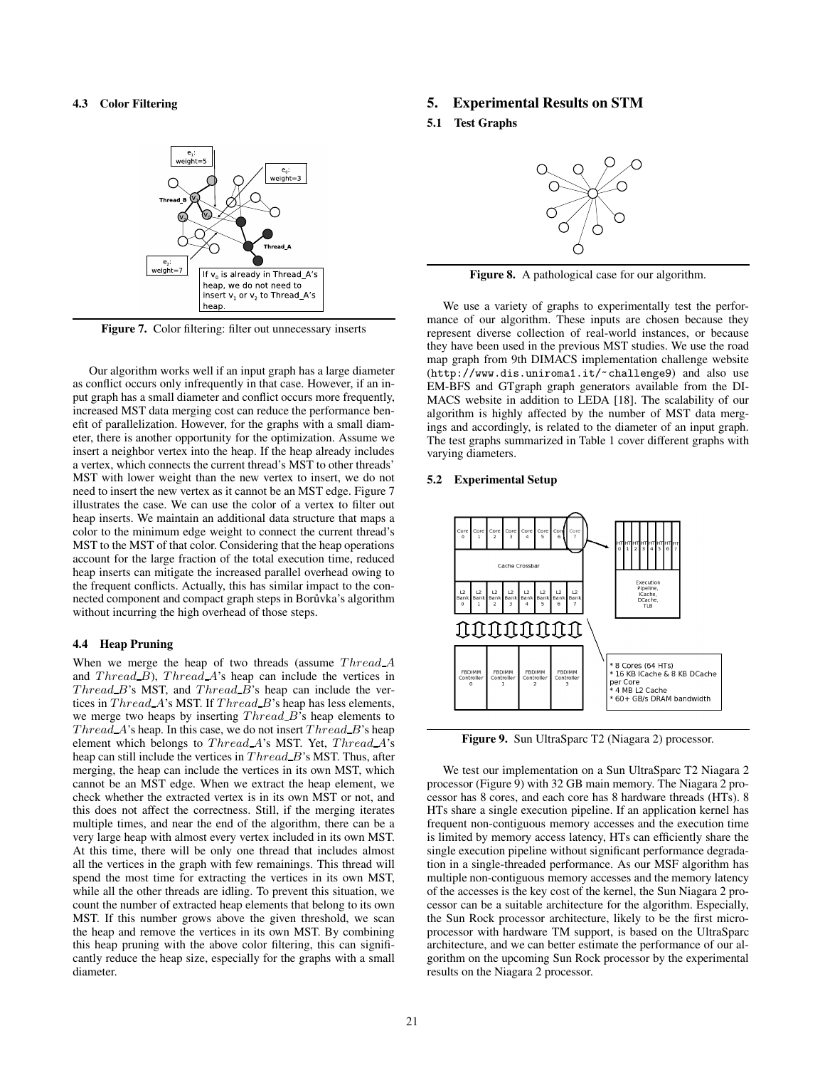### 4.3 Color Filtering

Figure 7. Color filtering: filter out unnecessary inserts

Our algorithm works well if an input graph has a large diameter as conflict occurs only infrequently in that case. However, if an input graph has a small diameter and conflict occurs more frequently, increased MST data merging cost can reduce the performance benefit of parallelization. However, for the graphs with a small diameter, there is another opportunity for the optimization. Assume we insert a neighbor vertex into the heap. If the heap already includes a vertex, which connects the current thread's MST to other threads' MST with lower weight than the new vertex to insert, we do not need to insert the new vertex as it cannot be an MST edge. Figure 7 illustrates the case. We can use the color of a vertex to filter out heap inserts. We maintain an additional data structure that maps a color to the minimum edge weight to connect the current thread's MST to the MST of that color. Considering that the heap operations account for the large fraction of the total execution time, reduced heap inserts can mitigate the increased parallel overhead owing to the frequent conflicts. Actually, this has similar impact to the connected component and compact graph steps in Borůvka's algorithm without incurring the high overhead of those steps.

### 4.4 Heap Pruning

When we merge the heap of two threads (assume $Thread\_A$ and $Thread\_B$), $Thread\_A$'s heap can include the vertices in $Thread\_B$'s MST, and $Thread\_B$'s heap can include the vertices in $Thread\_A$'s MST. If $Thread\_B$'s heap has less elements, we merge two heaps by inserting $Thread\_B$'s heap elements to $Thread\_A$'s heap. In this case, we do not insert $Thread\_B$'s heap element which belongs to $Thread\_A$'s MST. Yet, $Thread\_A$'s heap can still include the vertices in $Thread\_B$'s MST. Thus, after merging, the heap can include the vertices in its own MST, which cannot be an MST edge. When we extract the heap element, we check whether the extracted vertex is in its own MST or not, and this does not affect the correctness. Still, if the merging iterates multiple times, and near the end of the algorithm, there can be a very large heap with almost every vertex included in its own MST. At this time, there will be only one thread that includes almost all the vertices in the graph with few remainings. This thread will spend the most time for extracting the vertices in its own MST, while all the other threads are idling. To prevent this situation, we count the number of extracted heap elements that belong to its own MST. If this number grows above the given threshold, we scan the heap and remove the vertices in its own MST. By combining this heap pruning with the above color filtering, this can significantly reduce the heap size, especially for the graphs with a small diameter.

## 5. Experimental Results on STM

### 5.1 Test Graphs

Figure 8. A pathological case for our algorithm.

We use a variety of graphs to experimentally test the performance of our algorithm. These inputs are chosen because they represent diverse collection of real-world instances, or because they have been used in the previous MST studies. We use the road map graph from 9th DIMACS implementation challenge website (http://www.dis.uniroma1.it/~challenge9) and also use EM-BFS and GTgraph graph generators available from the DIMACS website in addition to LEDA [18]. The scalability of our algorithm is highly affected by the number of MST data mergings and accordingly, is related to the diameter of an input graph. The test graphs summarized in Table 1 cover different graphs with varying diameters.

### 5.2 Experimental Setup

Figure 9. Sun UltraSparc T2 (Niagara 2) processor.

We test our implementation on a Sun UltraSparc T2 Niagara 2 processor (Figure 9) with 32 GB main memory. The Niagara 2 processor has 8 cores, and each core has 8 hardware threads (HTs). 8 HTs share a single execution pipeline. If an application kernel has frequent non-contiguous memory accesses and the execution time is limited by memory access latency, HTs can efficiently share the single execution pipeline without significant performance degradation in a single-threaded performance. As our MSF algorithm has multiple non-contiguous memory accesses and the memory latency of the accesses is the key cost of the kernel, the Sun Niagara 2 processor can be a suitable architecture for the algorithm. Especially, the Sun Rock processor architecture, likely to be the first microprocessor with hardware TM support, is based on the UltraSparc architecture, and we can better estimate the performance of our algorithm on the upcoming Sun Rock processor by the experimental results on the Niagara 2 processor.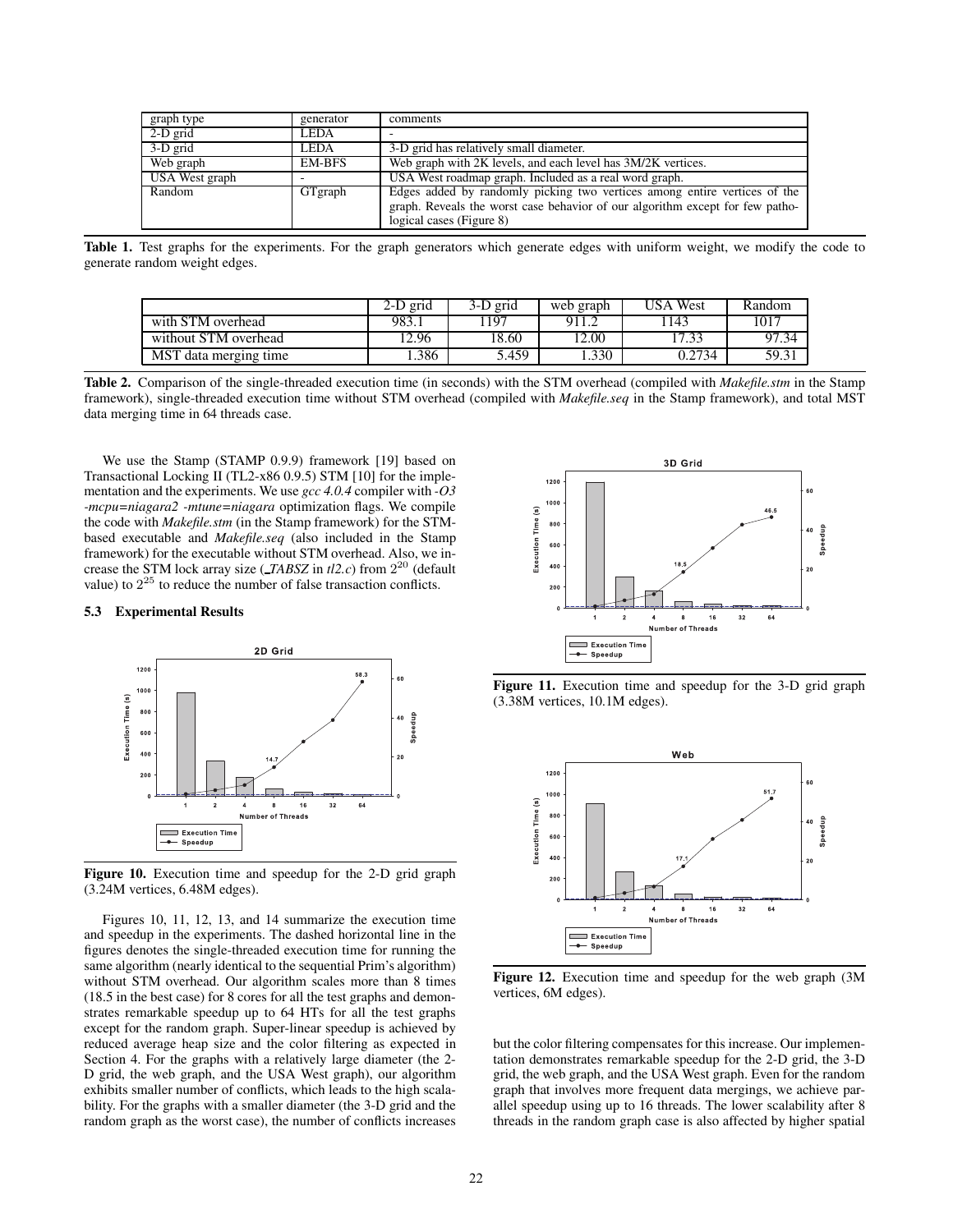| graph type | generator | comments |
|---|---|---|
| 2-D grid | LEDA | - |
| 3-D grid | LEDA | 3-D grid has relatively small diameter. |
| Web graph | EM-BFS | Web graph with 2K levels, and each level has 3M/2K vertices. |
| USA West graph | - | USA West roadmap graph. Included as a real word graph. |
| Random | GTgraph | Edges added by randomly picking two vertices among entire vertices of the graph. Reveals the worst case behavior of our algorithm except for few pathological cases (Figure 8) |

**Table 1.** Test graphs for the experiments. For the graph generators which generate edges with uniform weight, we modify the code to generate random weight edges.

| | 2-D grid | 3-D grid | web graph | USA West | Random |
|---|---|---|---|---|---|
| with STM overhead | 983.1 | 1197 | 911.2 | 1143 | 1017 |
| without STM overhead | 12.96 | 18.60 | 12.00 | 17.33 | 97.34 |
| MST data merging time | 1.386 | 5.459 | 1.330 | 0.2734 | 59.31 |

**Table 2.** Comparison of the single-threaded execution time (in seconds) with the STM overhead (compiled with *Makefile.stm* in the Stamp framework), single-threaded execution time without STM overhead (compiled with *Makefile.seq* in the Stamp framework), and total MST data merging time in 64 threads case.

We use the Stamp (STAMP 0.9.9) framework [19] based on Transactional Locking II (TL2-x86 0.9.5) STM [10] for the implementation and the experiments. We use *gcc 4.0.4* compiler with *-O3 -mcpu=niagara2 -mtune=niagara* optimization flags. We compile the code with *Makefile.stm* (in the Stamp framework) for the STM-based executable and *Makefile.seq* (also included in the Stamp framework) for the executable without STM overhead. Also, we increase the STM lock array size (*_TABSZ* in *tl2.c*) from $2^{20}$ (default value) to $2^{25}$ to reduce the number of false transaction conflicts.

### 5.3 Experimental Results

**Figure 10.** Execution time and speedup for the 2-D grid graph (3.24M vertices, 6.48M edges).

Figures 10, 11, 12, 13, and 14 summarize the execution time and speedup in the experiments. The dashed horizontal line in the figures denotes the single-threaded execution time for running the same algorithm (nearly identical to the sequential Prim's algorithm) without STM overhead. Our algorithm scales more than 8 times (18.5 in the best case) for 8 cores for all the test graphs and demonstrates remarkable speedup up to 64 HTs for all the test graphs except for the random graph. Super-linear speedup is achieved by reduced average heap size and the color filtering as expected in Section 4. For the graphs with a relatively large diameter (the 2-D grid, the web graph, and the USA West graph), our algorithm exhibits smaller number of conflicts, which leads to the high scalability. For the graphs with a smaller diameter (the 3-D grid and the random graph as the worst case), the number of conflicts increases but the color filtering compensates for this increase. Our implementation demonstrates remarkable speedup for the 2-D grid, the 3-D grid, the web graph, and the USA West graph. Even for the random graph that involves more frequent data mergings, we achieve parallel speedup using up to 16 threads. The lower scalability after 8 threads in the random graph case is also affected by higher spatial

**Figure 11.** Execution time and speedup for the 3-D grid graph (3.38M vertices, 10.1M edges).

**Figure 12.** Execution time and speedup for the web graph (3M vertices, 6M edges).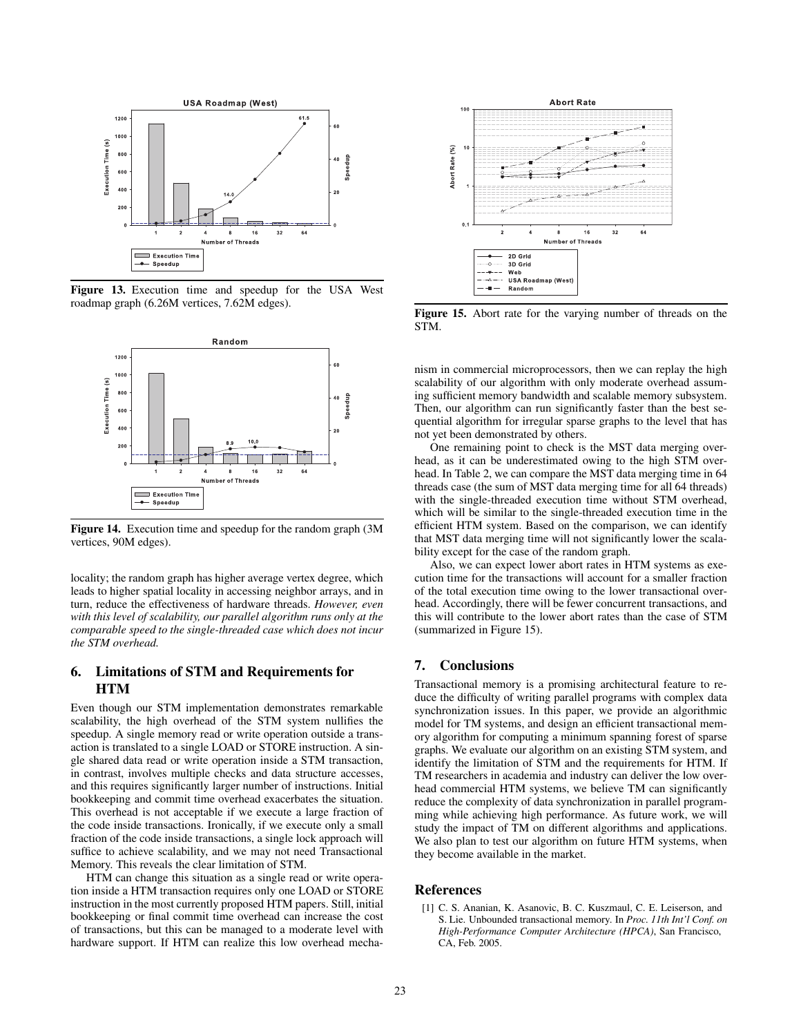Figure 13. Execution time and speedup for the USA West roadmap graph (6.26M vertices, 7.62M edges).

Figure 14. Execution time and speedup for the random graph (3M vertices, 90M edges).

locality; the random graph has higher average vertex degree, which leads to higher spatial locality in accessing neighbor arrays, and in turn, reduce the effectiveness of hardware threads. *However, even with this level of scalability, our parallel algorithm runs only at the comparable speed to the single-threaded case which does not incur the STM overhead.*

## 6. Limitations of STM and Requirements for HTM

Even though our STM implementation demonstrates remarkable scalability, the high overhead of the STM system nullifies the speedup. A single memory read or write operation outside a transaction is translated to a single LOAD or STORE instruction. A single shared data read or write operation inside a STM transaction, in contrast, involves multiple checks and data structure accesses, and this requires significantly larger number of instructions. Initial bookkeeping and commit time overhead exacerbates the situation. This overhead is not acceptable if we execute a large fraction of the code inside transactions. Ironically, if we execute only a small fraction of the code inside transactions, a single lock approach will suffice to achieve scalability, and we may not need Transactional Memory. This reveals the clear limitation of STM.

HTM can change this situation as a single read or write operation inside a HTM transaction requires only one LOAD or STORE instruction in the most currently proposed HTM papers. Still, initial bookkeeping or final commit time overhead can increase the cost of transactions, but this can be managed to a moderate level with hardware support. If HTM can realize this low overhead mechanism in commercial microprocessors, then we can replay the high scalability of our algorithm with only moderate overhead assuming sufficient memory bandwidth and scalable memory subsystem. Then, our algorithm can run significantly faster than the best sequential algorithm for irregular sparse graphs to the level that has not yet been demonstrated by others.

Figure 15. Abort rate for the varying number of threads on the STM.

One remaining point to check is the MST data merging overhead, as it can be underestimated owing to the high STM overhead. In Table 2, we can compare the MST data merging time in 64 threads case (the sum of MST data merging time for all 64 threads) with the single-threaded execution time without STM overhead, which will be similar to the single-threaded execution time in the efficient HTM system. Based on the comparison, we can identify that MST data merging time will not significantly lower the scalability except for the case of the random graph.

Also, we can expect lower abort rates in HTM systems as execution time for the transactions will account for a smaller fraction of the total execution time owing to the lower transactional overhead. Accordingly, there will be fewer concurrent transactions, and this will contribute to the lower abort rates than the case of STM (summarized in Figure 15).

## 7. Conclusions

Transactional memory is a promising architectural feature to reduce the difficulty of writing parallel programs with complex data synchronization issues. In this paper, we provide an algorithmic model for TM systems, and design an efficient transactional memory algorithm for computing a minimum spanning forest of sparse graphs. We evaluate our algorithm on an existing STM system, and identify the limitation of STM and the requirements for HTM. If TM researchers in academia and industry can deliver the low overhead commercial HTM systems, we believe TM can significantly reduce the complexity of data synchronization in parallel programming while achieving high performance. As future work, we will study the impact of TM on different algorithms and applications. We also plan to test our algorithm on future HTM systems, when they become available in the market.

## References

[1] C. S. Ananian, K. Asanovic, B. C. Kuszmaul, C. E. Leiserson, and S. Lie. Unbounded transactional memory. In *Proc. 11th Int'l Conf. on High-Performance Computer Architecture (HPCA)*, San Francisco, CA, Feb. 2005.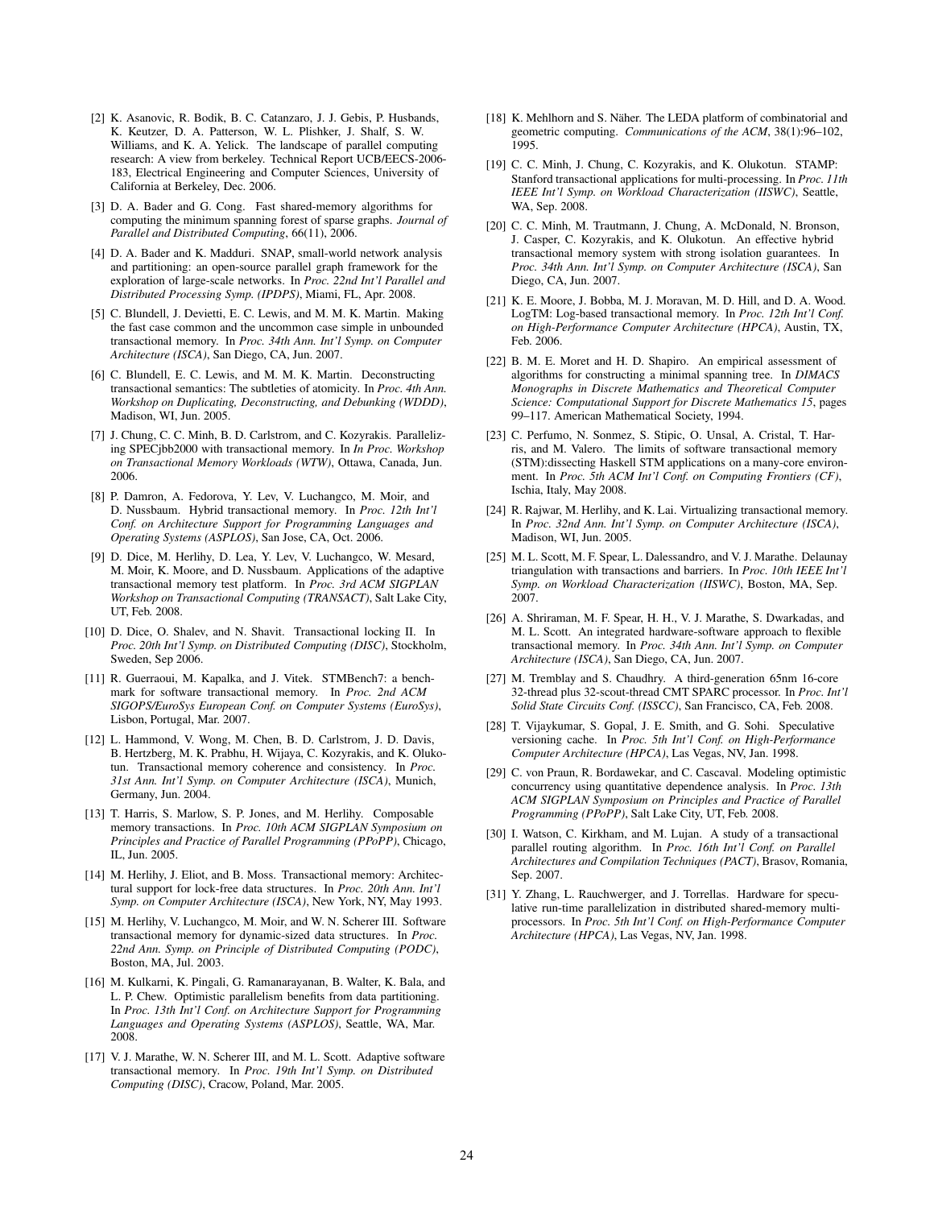[2] K. Asanovic, R. Bodik, B. C. Catanzaro, J. J. Gebis, P. Husbands, K. Keutzer, D. A. Patterson, W. L. Plishker, J. Shalf, S. W. Williams, and K. A. Yelick. The landscape of parallel computing research: A view from berkeley. Technical Report UCB/EECS-2006-183, Electrical Engineering and Computer Sciences, University of California at Berkeley, Dec. 2006.

[3] D. A. Bader and G. Cong. Fast shared-memory algorithms for computing the minimum spanning forest of sparse graphs. *Journal of Parallel and Distributed Computing*, 66(11), 2006.

[4] D. A. Bader and K. Madduri. SNAP, small-world network analysis and partitioning: an open-source parallel graph framework for the exploration of large-scale networks. In *Proc. 22nd Int'l Parallel and Distributed Processing Symp. (IPDPS)*, Miami, FL, Apr. 2008.

[5] C. Blundell, J. Devietti, E. C. Lewis, and M. M. K. Martin. Making the fast case common and the uncommon case simple in unbounded transactional memory. In *Proc. 34th Ann. Int'l Symp. on Computer Architecture (ISCA)*, San Diego, CA, Jun. 2007.

[6] C. Blundell, E. C. Lewis, and M. M. K. Martin. Deconstructing transactional semantics: The subtleties of atomicity. In *Proc. 4th Ann. Workshop on Duplicating, Deconstructing, and Debunking (WDDD)*, Madison, WI, Jun. 2005.

[7] J. Chung, C. C. Minh, B. D. Carlstrom, and C. Kozyrakis. Parallelizing SPECjbb2000 with transactional memory. In *In Proc. Workshop on Transactional Memory Workloads (WTW)*, Ottawa, Canada, Jun. 2006.

[8] P. Damron, A. Fedorova, Y. Lev, V. Luchangco, M. Moir, and D. Nussbaum. Hybrid transactional memory. In *Proc. 12th Int'l Conf. on Architecture Support for Programming Languages and Operating Systems (ASPLOS)*, San Jose, CA, Oct. 2006.

[9] D. Dice, M. Herlihy, D. Lea, Y. Lev, V. Luchangco, W. Mesard, M. Moir, K. Moore, and D. Nussbaum. Applications of the adaptive transactional memory test platform. In *Proc. 3rd ACM SIGPLAN Workshop on Transactional Computing (TRANSACT)*, Salt Lake City, UT, Feb. 2008.

[10] D. Dice, O. Shalev, and N. Shavit. Transactional locking II. In *Proc. 20th Int'l Symp. on Distributed Computing (DISC)*, Stockholm, Sweden, Sep 2006.

[11] R. Guerraoui, M. Kapalka, and J. Vitek. STMBench7: a benchmark for software transactional memory. In *Proc. 2nd ACM SIGOPS/EuroSys European Conf. on Computer Systems (EuroSys)*, Lisbon, Portugal, Mar. 2007.

[12] L. Hammond, V. Wong, M. Chen, B. D. Carlstrom, J. D. Davis, B. Hertzberg, M. K. Prabhu, H. Wijaya, C. Kozyrakis, and K. Olukotun. Transactional memory coherence and consistency. In *Proc. 31st Ann. Int'l Symp. on Computer Architecture (ISCA)*, Munich, Germany, Jun. 2004.

[13] T. Harris, S. Marlow, S. P. Jones, and M. Herlihy. Composable memory transactions. In *Proc. 10th ACM SIGPLAN Symposium on Principles and Practice of Parallel Programming (PPoPP)*, Chicago, IL, Jun. 2005.

[14] M. Herlihy, J. Eliot, and B. Moss. Transactional memory: Architectural support for lock-free data structures. In *Proc. 20th Ann. Int'l Symp. on Computer Architecture (ISCA)*, New York, NY, May 1993.

[15] M. Herlihy, V. Luchangco, M. Moir, and W. N. Scherer III. Software transactional memory for dynamic-sized data structures. In *Proc. 22nd Ann. Symp. on Principle of Distributed Computing (PODC)*, Boston, MA, Jul. 2003.

[16] M. Kulkarni, K. Pingali, G. Ramanarayanan, B. Walter, K. Bala, and L. P. Chew. Optimistic parallelism benefits from data partitioning. In *Proc. 13th Int'l Conf. on Architecture Support for Programming Languages and Operating Systems (ASPLOS)*, Seattle, WA, Mar. 2008.

[17] V. J. Marathe, W. N. Scherer III, and M. L. Scott. Adaptive software transactional memory. In *Proc. 19th Int'l Symp. on Distributed Computing (DISC)*, Cracow, Poland, Mar. 2005.

[18] K. Mehlhorn and S. Näher. The LEDA platform of combinatorial and geometric computing. *Communications of the ACM*, 38(1):96–102, 1995.

[19] C. C. Minh, J. Chung, C. Kozyrakis, and K. Olukotun. STAMP: Stanford transactional applications for multi-processing. In *Proc. 11th IEEE Int'l Symp. on Workload Characterization (IISWC)*, Seattle, WA, Sep. 2008.

[20] C. C. Minh, M. Trautmann, J. Chung, A. McDonald, N. Bronson, J. Casper, C. Kozyrakis, and K. Olukotun. An effective hybrid transactional memory system with strong isolation guarantees. In *Proc. 34th Ann. Int'l Symp. on Computer Architecture (ISCA)*, San Diego, CA, Jun. 2007.

[21] K. E. Moore, J. Bobba, M. J. Moravan, M. D. Hill, and D. A. Wood. LogTM: Log-based transactional memory. In *Proc. 12th Int'l Conf. on High-Performance Computer Architecture (HPCA)*, Austin, TX, Feb. 2006.

[22] B. M. E. Moret and H. D. Shapiro. An empirical assessment of algorithms for constructing a minimal spanning tree. In *DIMACS Monographs in Discrete Mathematics and Theoretical Computer Science: Computational Support for Discrete Mathematics 15*, pages 99–117. American Mathematical Society, 1994.

[23] C. Perfumo, N. Sonmez, S. Stipic, O. Unsal, A. Cristal, T. Harris, and M. Valero. The limits of software transactional memory (STM):dissecting Haskell STM applications on a many-core environment. In *Proc. 5th ACM Int'l Conf. on Computing Frontiers (CF)*, Ischia, Italy, May 2008.

[24] R. Rajwar, M. Herlihy, and K. Lai. Virtualizing transactional memory. In *Proc. 32nd Ann. Int'l Symp. on Computer Architecture (ISCA)*, Madison, WI, Jun. 2005.

[25] M. L. Scott, M. F. Spear, L. Dalessandro, and V. J. Marathe. Delaunay triangulation with transactions and barriers. In *Proc. 10th IEEE Int'l Symp. on Workload Characterization (IISWC)*, Boston, MA, Sep. 2007.

[26] A. Shriraman, M. F. Spear, H. H., V. J. Marathe, S. Dwarkadas, and M. L. Scott. An integrated hardware-software approach to flexible transactional memory. In *Proc. 34th Ann. Int'l Symp. on Computer Architecture (ISCA)*, San Diego, CA, Jun. 2007.

[27] M. Tremblay and S. Chaudhry. A third-generation 65nm 16-core 32-thread plus 32-scout-thread CMT SPARC processor. In *Proc. Int'l Solid State Circuits Conf. (ISSCC)*, San Francisco, CA, Feb. 2008.

[28] T. Vijaykumar, S. Gopal, J. E. Smith, and G. Sohi. Speculative versioning cache. In *Proc. 5th Int'l Conf. on High-Performance Computer Architecture (HPCA)*, Las Vegas, NV, Jan. 1998.

[29] C. von Praun, R. Bordawekar, and C. Cascaval. Modeling optimistic concurrency using quantitative dependence analysis. In *Proc. 13th ACM SIGPLAN Symposium on Principles and Practice of Parallel Programming (PPoPP)*, Salt Lake City, UT, Feb. 2008.

[30] I. Watson, C. Kirkham, and M. Lujan. A study of a transactional parallel routing algorithm. In *Proc. 16th Int'l Conf. on Parallel Architectures and Compilation Techniques (PACT)*, Brasov, Romania, Sep. 2007.

[31] Y. Zhang, L. Rauchwerger, and J. Torrellas. Hardware for speculative run-time parallelization in distributed shared-memory multiprocessors. In *Proc. 5th Int'l Conf. on High-Performance Computer Architecture (HPCA)*, Las Vegas, NV, Jan. 1998.